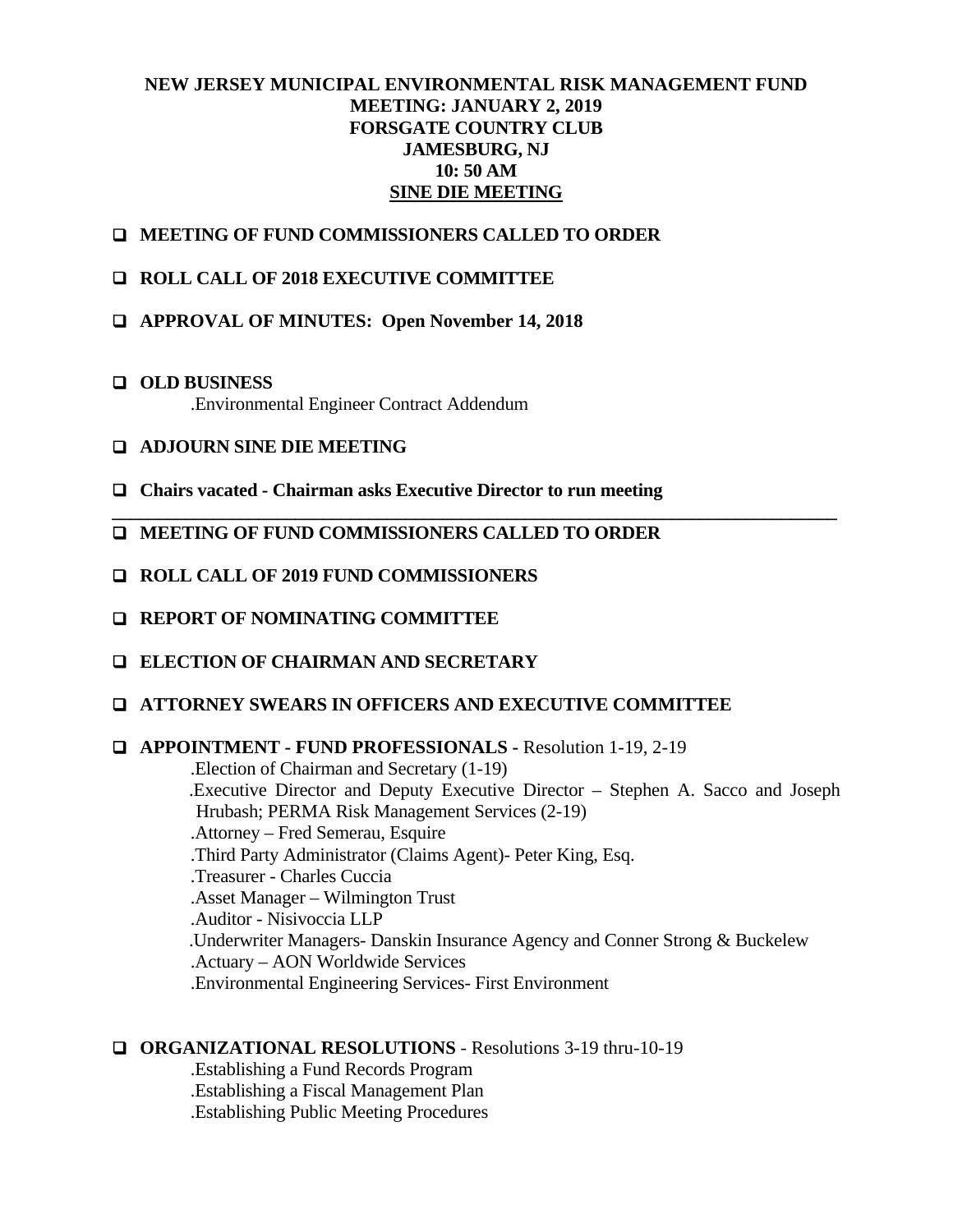**NEW JERSEY MUNICIPAL ENVIRONMENTAL RISK MANAGEMENT FUND**
**MEETING: JANUARY 2, 2019**
**FORSGATE COUNTRY CLUB**
**JAMESBURG, NJ**
**10: 50 AM**
**SINE DIE MEETING**

- ❑ **MEETING OF FUND COMMISSIONERS CALLED TO ORDER**
- ❑ **ROLL CALL OF 2018 EXECUTIVE COMMITTEE**
- ❑ **APPROVAL OF MINUTES: Open November 14, 2018**
- ❑ **OLD BUSINESS**
  - .Environmental Engineer Contract Addendum
- ❑ **ADJOURN SINE DIE MEETING**
- ❑ **Chairs vacated - Chairman asks Executive Director to run meeting**

---

- ❑ **MEETING OF FUND COMMISSIONERS CALLED TO ORDER**
- ❑ **ROLL CALL OF 2019 FUND COMMISSIONERS**
- ❑ **REPORT OF NOMINATING COMMITTEE**
- ❑ **ELECTION OF CHAIRMAN AND SECRETARY**
- ❑ **ATTORNEY SWEARS IN OFFICERS AND EXECUTIVE COMMITTEE**
- ❑ **APPOINTMENT - FUND PROFESSIONALS** - Resolution 1-19, 2-19
  - .Election of Chairman and Secretary (1-19)
  - .Executive Director and Deputy Executive Director – Stephen A. Sacco and Joseph Hrubash; PERMA Risk Management Services (2-19)
  - .Attorney – Fred Semerau, Esquire
  - .Third Party Administrator (Claims Agent)- Peter King, Esq.
  - .Treasurer - Charles Cuccia
  - .Asset Manager – Wilmington Trust
  - .Auditor - Nisivoccia LLP
  - .Underwriter Managers- Danskin Insurance Agency and Conner Strong & Buckelew
  - .Actuary – AON Worldwide Services
  - .Environmental Engineering Services- First Environment
- ❑ **ORGANIZATIONAL RESOLUTIONS** - Resolutions 3-19 thru-10-19
  - .Establishing a Fund Records Program
  - .Establishing a Fiscal Management Plan
  - .Establishing Public Meeting Procedures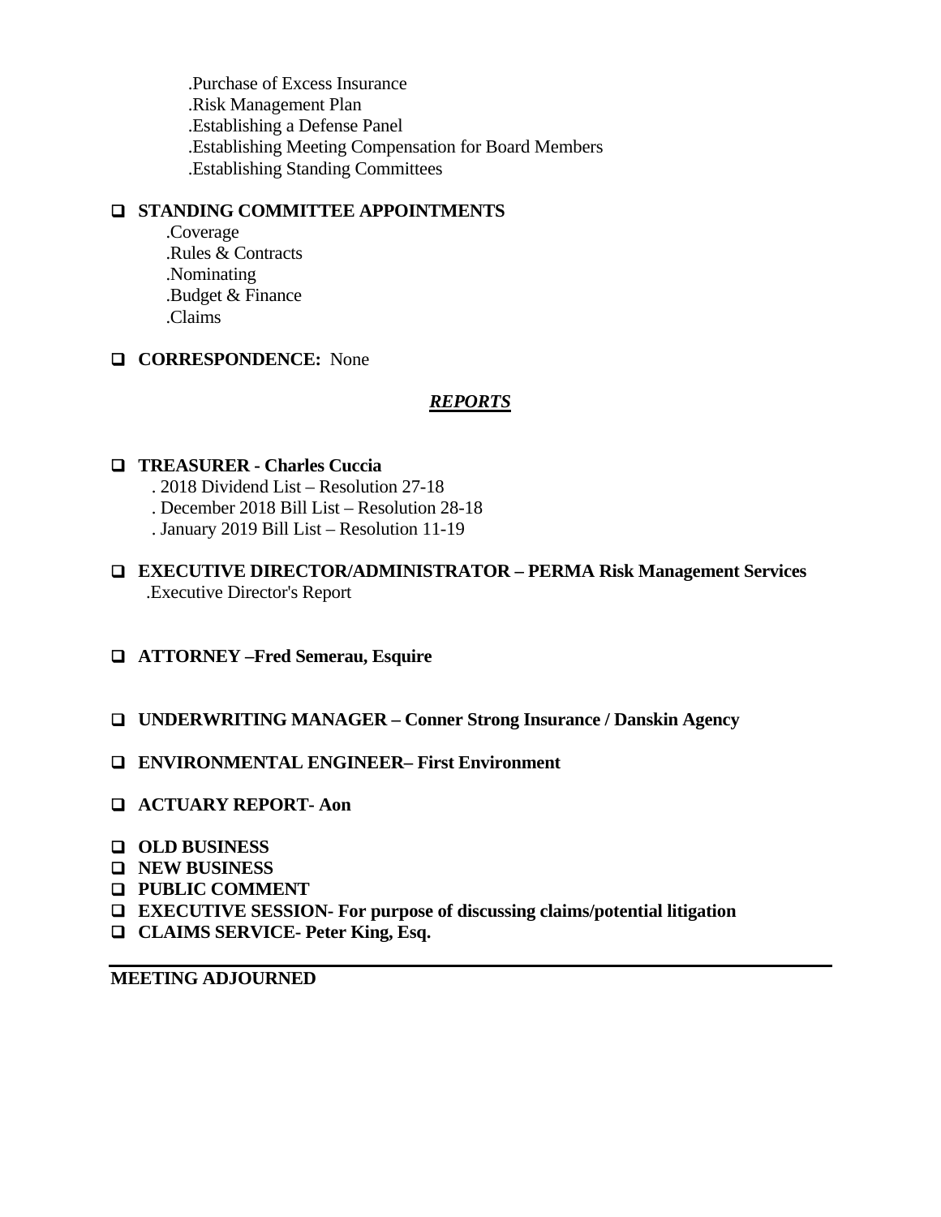.Purchase of Excess Insurance
.Risk Management Plan
.Establishing a Defense Panel
.Establishing Meeting Compensation for Board Members
.Establishing Standing Committees

- **STANDING COMMITTEE APPOINTMENTS**
  .Coverage
  .Rules & Contracts
  .Nominating
  .Budget & Finance
  .Claims

- **CORRESPONDENCE:** None

## ***REPORTS***

- **TREASURER - Charles Cuccia**
  . 2018 Dividend List – Resolution 27-18
  . December 2018 Bill List – Resolution 28-18
  . January 2019 Bill List – Resolution 11-19

- **EXECUTIVE DIRECTOR/ADMINISTRATOR – PERMA Risk Management Services**
  .Executive Director's Report

- **ATTORNEY –Fred Semerau, Esquire**

- **UNDERWRITING MANAGER – Conner Strong Insurance / Danskin Agency**

- **ENVIRONMENTAL ENGINEER– First Environment**

- **ACTUARY REPORT- Aon**

- **OLD BUSINESS**
- **NEW BUSINESS**
- **PUBLIC COMMENT**
- **EXECUTIVE SESSION- For purpose of discussing claims/potential litigation**
- **CLAIMS SERVICE- Peter King, Esq.**

---

**MEETING ADJOURNED**